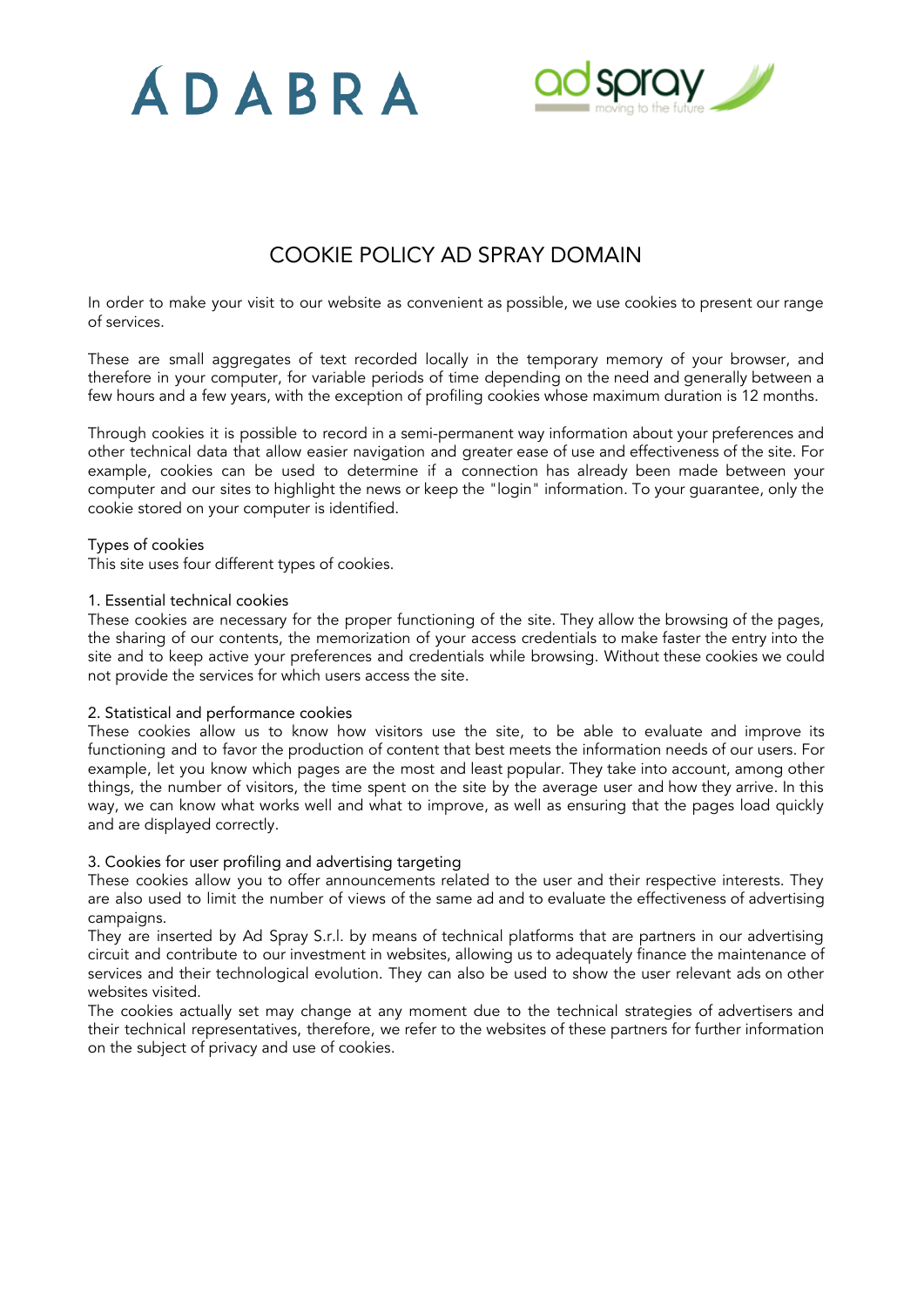ADABRA

ad spray moving to the future

# COOKIE POLICY AD SPRAY DOMAIN

In order to make your visit to our website as convenient as possible, we use cookies to present our range of services.

These are small aggregates of text recorded locally in the temporary memory of your browser, and therefore in your computer, for variable periods of time depending on the need and generally between a few hours and a few years, with the exception of profiling cookies whose maximum duration is 12 months.

Through cookies it is possible to record in a semi-permanent way information about your preferences and other technical data that allow easier navigation and greater ease of use and effectiveness of the site. For example, cookies can be used to determine if a connection has already been made between your computer and our sites to highlight the news or keep the "login" information. To your guarantee, only the cookie stored on your computer is identified.

## Types of cookies

This site uses four different types of cookies.

### 1. Essential technical cookies

These cookies are necessary for the proper functioning of the site. They allow the browsing of the pages, the sharing of our contents, the memorization of your access credentials to make faster the entry into the site and to keep active your preferences and credentials while browsing. Without these cookies we could not provide the services for which users access the site.

### 2. Statistical and performance cookies

These cookies allow us to know how visitors use the site, to be able to evaluate and improve its functioning and to favor the production of content that best meets the information needs of our users. For example, let you know which pages are the most and least popular. They take into account, among other things, the number of visitors, the time spent on the site by the average user and how they arrive. In this way, we can know what works well and what to improve, as well as ensuring that the pages load quickly and are displayed correctly.

### 3. Cookies for user profiling and advertising targeting

These cookies allow you to offer announcements related to the user and their respective interests. They are also used to limit the number of views of the same ad and to evaluate the effectiveness of advertising campaigns.

They are inserted by Ad Spray S.r.l. by means of technical platforms that are partners in our advertising circuit and contribute to our investment in websites, allowing us to adequately finance the maintenance of services and their technological evolution. They can also be used to show the user relevant ads on other websites visited.

The cookies actually set may change at any moment due to the technical strategies of advertisers and their technical representatives, therefore, we refer to the websites of these partners for further information on the subject of privacy and use of cookies.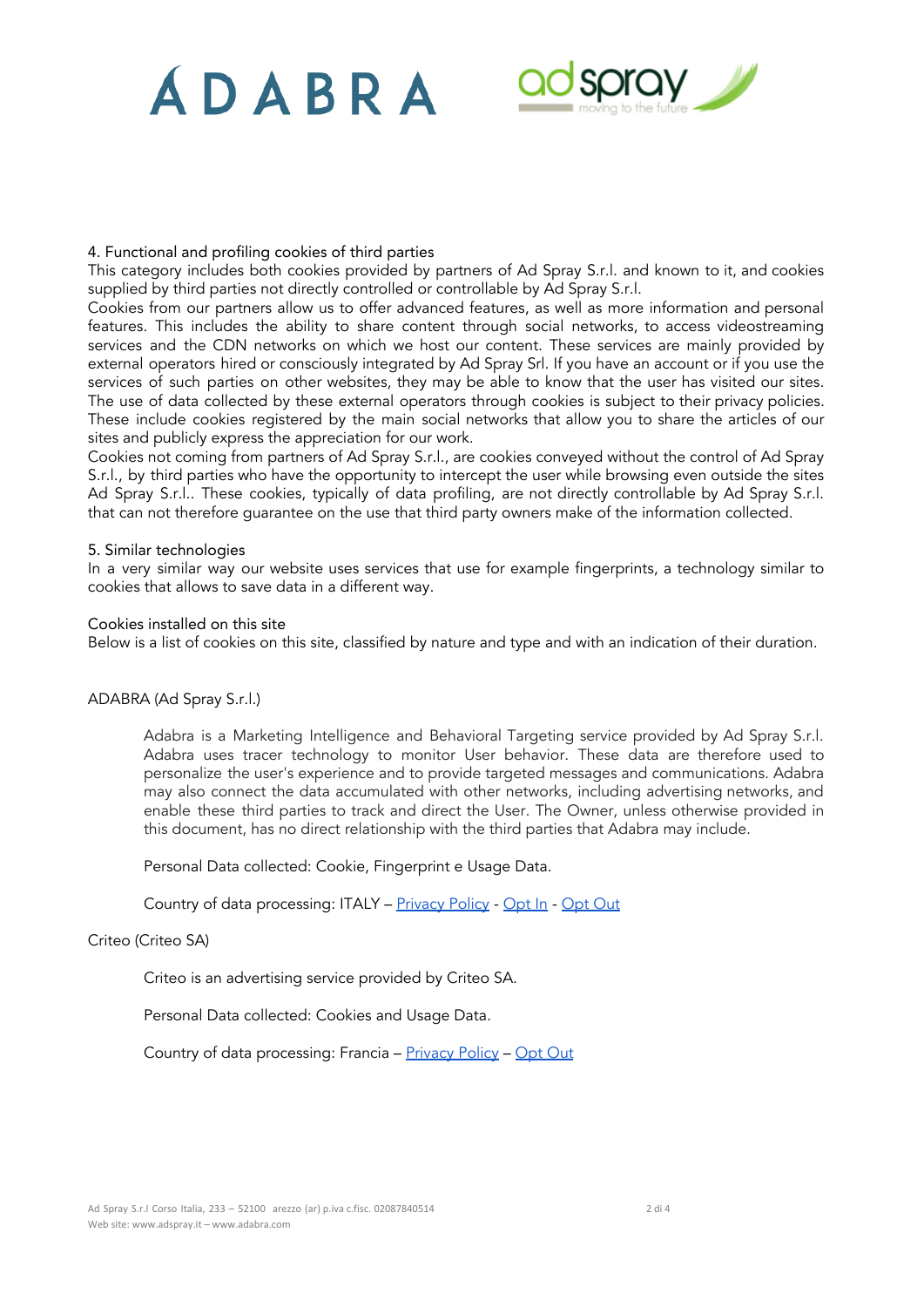4. Functional and profiling cookies of third parties

This category includes both cookies provided by partners of Ad Spray S.r.l. and known to it, and cookies supplied by third parties not directly controlled or controllable by Ad Spray S.r.l.

Cookies from our partners allow us to offer advanced features, as well as more information and personal features. This includes the ability to share content through social networks, to access videostreaming services and the CDN networks on which we host our content. These services are mainly provided by external operators hired or consciously integrated by Ad Spray Srl. If you have an account or if you use the services of such parties on other websites, they may be able to know that the user has visited our sites. The use of data collected by these external operators through cookies is subject to their privacy policies. These include cookies registered by the main social networks that allow you to share the articles of our sites and publicly express the appreciation for our work.

Cookies not coming from partners of Ad Spray S.r.l., are cookies conveyed without the control of Ad Spray S.r.l., by third parties who have the opportunity to intercept the user while browsing even outside the sites Ad Spray S.r.l.. These cookies, typically of data profiling, are not directly controllable by Ad Spray S.r.l. that can not therefore guarantee on the use that third party owners make of the information collected.

5. Similar technologies

In a very similar way our website uses services that use for example fingerprints, a technology similar to cookies that allows to save data in a different way.

Cookies installed on this site

Below is a list of cookies on this site, classified by nature and type and with an indication of their duration.

ADABRA (Ad Spray S.r.l.)

> Adabra is a Marketing Intelligence and Behavioral Targeting service provided by Ad Spray S.r.l. Adabra uses tracer technology to monitor User behavior. These data are therefore used to personalize the user's experience and to provide targeted messages and communications. Adabra may also connect the data accumulated with other networks, including advertising networks, and enable these third parties to track and direct the User. The Owner, unless otherwise provided in this document, has no direct relationship with the third parties that Adabra may include.
>
> Personal Data collected: Cookie, Fingerprint e Usage Data.
>
> Country of data processing: ITALY – Privacy Policy - Opt In - Opt Out

Criteo (Criteo SA)

> Criteo is an advertising service provided by Criteo SA.
>
> Personal Data collected: Cookies and Usage Data.
>
> Country of data processing: Francia – Privacy Policy – Opt Out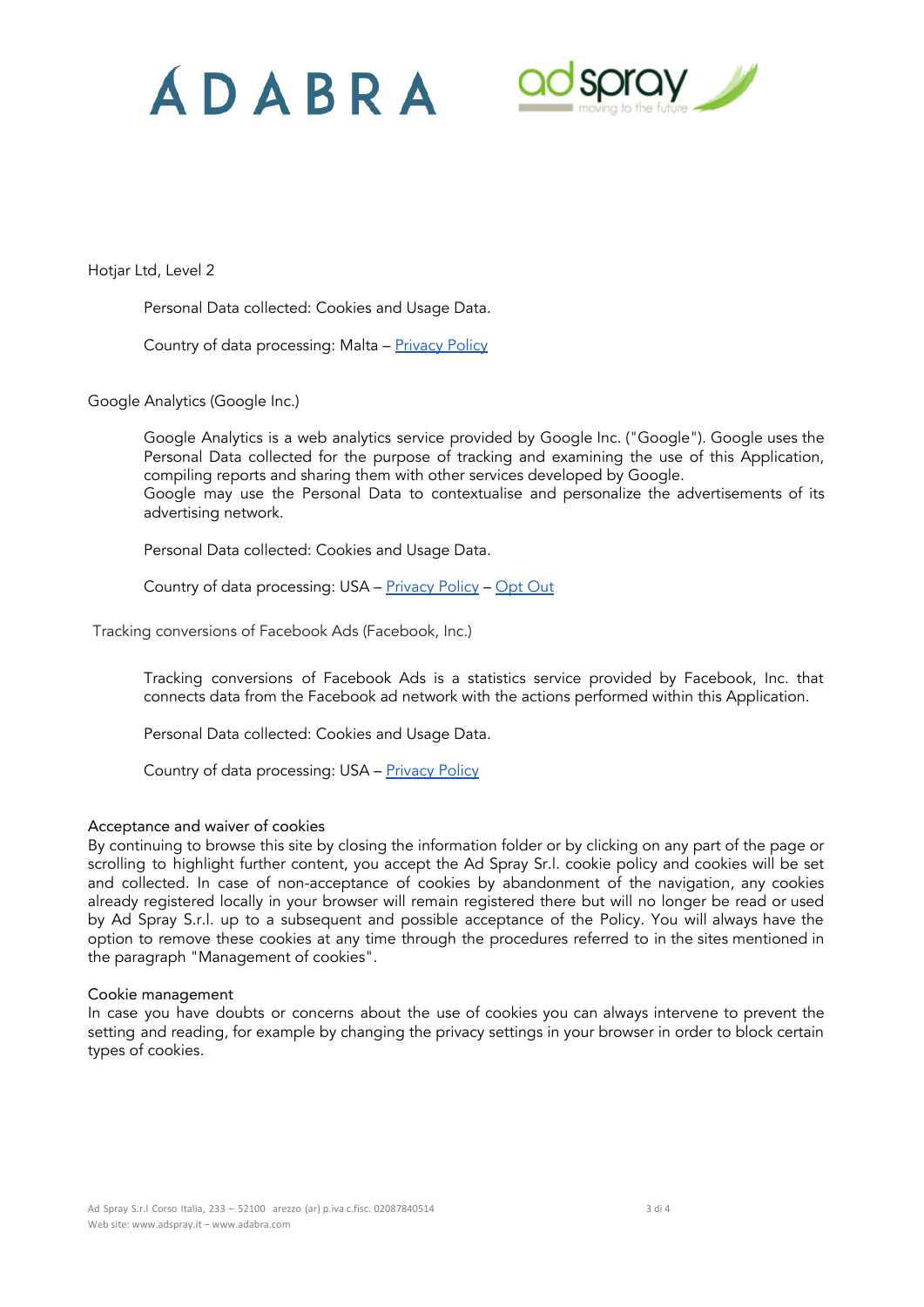Hotjar Ltd, Level 2

Personal Data collected: Cookies and Usage Data.

Country of data processing: Malta – Privacy Policy

Google Analytics (Google Inc.)

Google Analytics is a web analytics service provided by Google Inc. ("Google"). Google uses the Personal Data collected for the purpose of tracking and examining the use of this Application, compiling reports and sharing them with other services developed by Google.
Google may use the Personal Data to contextualise and personalize the advertisements of its advertising network.

Personal Data collected: Cookies and Usage Data.

Country of data processing: USA – Privacy Policy – Opt Out

Tracking conversions of Facebook Ads (Facebook, Inc.)

Tracking conversions of Facebook Ads is a statistics service provided by Facebook, Inc. that connects data from the Facebook ad network with the actions performed within this Application.

Personal Data collected: Cookies and Usage Data.

Country of data processing: USA – Privacy Policy

Acceptance and waiver of cookies
By continuing to browse this site by closing the information folder or by clicking on any part of the page or scrolling to highlight further content, you accept the Ad Spray Sr.l. cookie policy and cookies will be set and collected. In case of non-acceptance of cookies by abandonment of the navigation, any cookies already registered locally in your browser will remain registered there but will no longer be read or used by Ad Spray S.r.l. up to a subsequent and possible acceptance of the Policy. You will always have the option to remove these cookies at any time through the procedures referred to in the sites mentioned in the paragraph "Management of cookies".

Cookie management
In case you have doubts or concerns about the use of cookies you can always intervene to prevent the setting and reading, for example by changing the privacy settings in your browser in order to block certain types of cookies.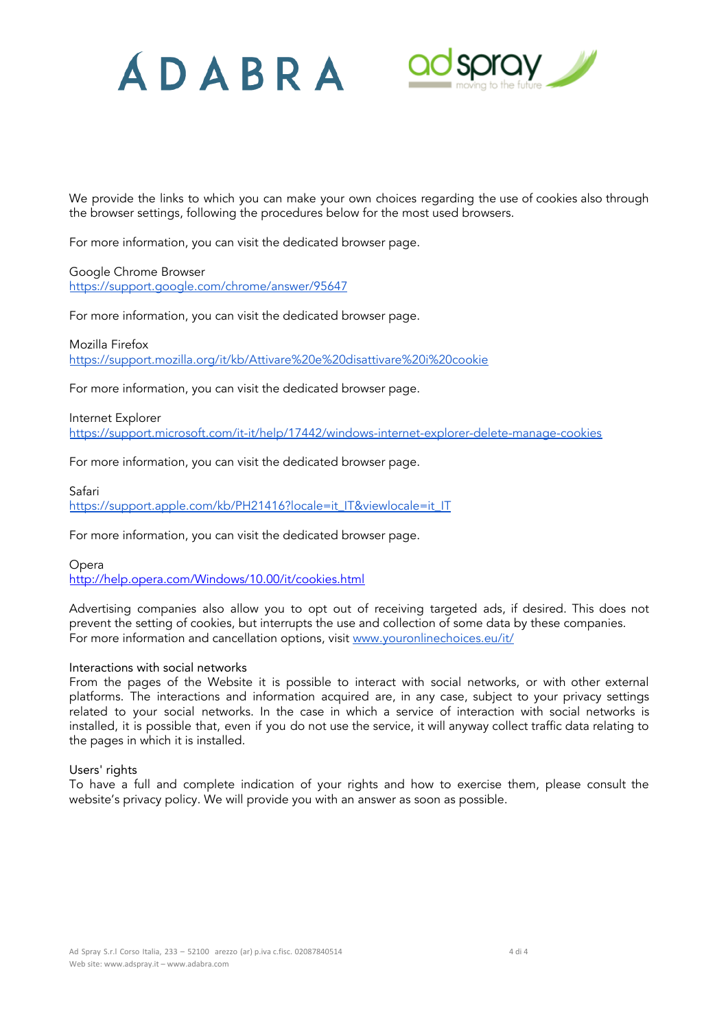We provide the links to which you can make your own choices regarding the use of cookies also through the browser settings, following the procedures below for the most used browsers.

For more information, you can visit the dedicated browser page.

Google Chrome Browser
https://support.google.com/chrome/answer/95647

For more information, you can visit the dedicated browser page.

Mozilla Firefox
https://support.mozilla.org/it/kb/Attivare%20e%20disattivare%20i%20cookie

For more information, you can visit the dedicated browser page.

Internet Explorer
https://support.microsoft.com/it-it/help/17442/windows-internet-explorer-delete-manage-cookies

For more information, you can visit the dedicated browser page.

Safari
https://support.apple.com/kb/PH21416?locale=it_IT&viewlocale=it_IT

For more information, you can visit the dedicated browser page.

Opera
http://help.opera.com/Windows/10.00/it/cookies.html

Advertising companies also allow you to opt out of receiving targeted ads, if desired. This does not prevent the setting of cookies, but interrupts the use and collection of some data by these companies.
For more information and cancellation options, visit www.youronlinechoices.eu/it/

### Interactions with social networks

From the pages of the Website it is possible to interact with social networks, or with other external platforms. The interactions and information acquired are, in any case, subject to your privacy settings related to your social networks. In the case in which a service of interaction with social networks is installed, it is possible that, even if you do not use the service, it will anyway collect traffic data relating to the pages in which it is installed.

### Users' rights

To have a full and complete indication of your rights and how to exercise them, please consult the website's privacy policy. We will provide you with an answer as soon as possible.